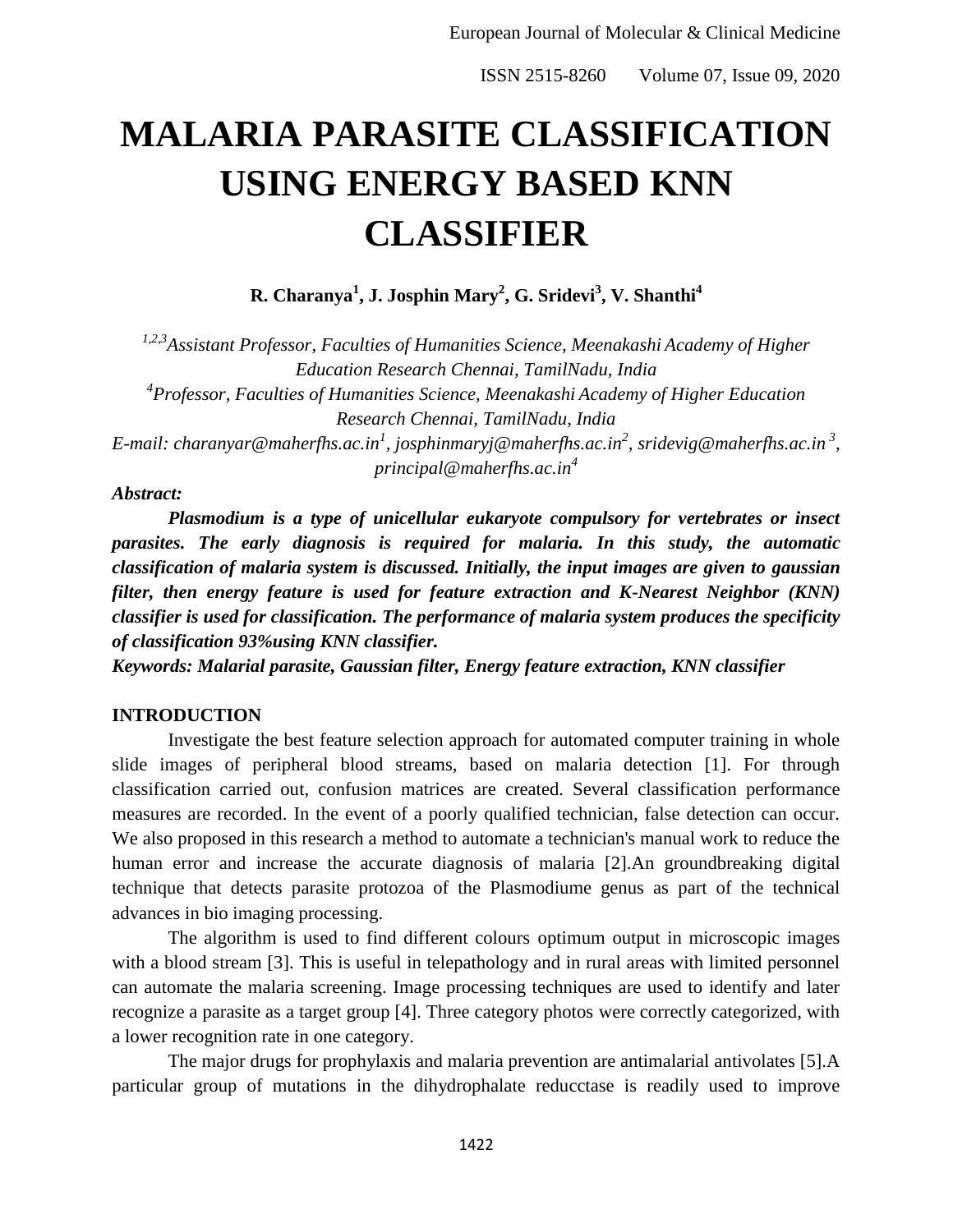# MALARIA PARASITE CLASSIFICATION USING ENERGY BASED KNN CLASSIFIER

**R. Charanya[1], J. Josphin Mary[2], G. Sridevi[3], V. Shanthi[4]**

*[1,2,3]Assistant Professor, Faculties of Humanities Science, Meenakashi Academy of Higher Education Research Chennai, TamilNadu, India*

*[4]Professor, Faculties of Humanities Science, Meenakashi Academy of Higher Education Research Chennai, TamilNadu, India*

*E-mail: charanyar@maherfhs.ac.in[1], josphinmaryj@maherfhs.ac.in[2], sridevig@maherfhs.ac.in[3], principal@maherfhs.ac.in[4]*

***Abstract:***

***Plasmodium is a type of unicellular eukaryote compulsory for vertebrates or insect parasites. The early diagnosis is required for malaria. In this study, the automatic classification of malaria system is discussed. Initially, the input images are given to gaussian filter, then energy feature is used for feature extraction and K-Nearest Neighbor (KNN) classifier is used for classification. The performance of malaria system produces the specificity of classification 93%using KNN classifier.***

***Keywords: Malarial parasite, Gaussian filter, Energy feature extraction, KNN classifier***

## INTRODUCTION

Investigate the best feature selection approach for automated computer training in whole slide images of peripheral blood streams, based on malaria detection [1]. For through classification carried out, confusion matrices are created. Several classification performance measures are recorded. In the event of a poorly qualified technician, false detection can occur. We also proposed in this research a method to automate a technician's manual work to reduce the human error and increase the accurate diagnosis of malaria [2].An groundbreaking digital technique that detects parasite protozoa of the Plasmodiume genus as part of the technical advances in bio imaging processing.

The algorithm is used to find different colours optimum output in microscopic images with a blood stream [3]. This is useful in telepathology and in rural areas with limited personnel can automate the malaria screening. Image processing techniques are used to identify and later recognize a parasite as a target group [4]. Three category photos were correctly categorized, with a lower recognition rate in one category.

The major drugs for prophylaxis and malaria prevention are antimalarial antivolates [5].A particular group of mutations in the dihydrophalate reducctase is readily used to improve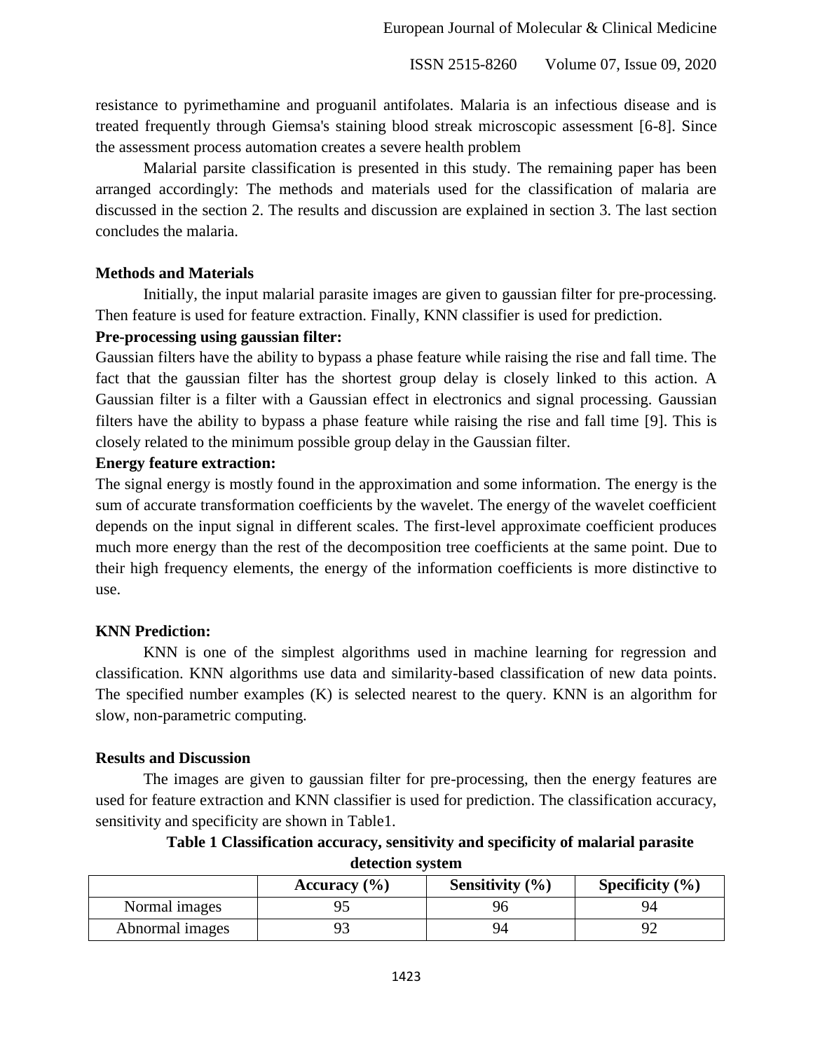resistance to pyrimethamine and proguanil antifolates. Malaria is an infectious disease and is treated frequently through Giemsa's staining blood streak microscopic assessment [6-8]. Since the assessment process automation creates a severe health problem

Malarial parsite classification is presented in this study. The remaining paper has been arranged accordingly: The methods and materials used for the classification of malaria are discussed in the section 2. The results and discussion are explained in section 3. The last section concludes the malaria.

## Methods and Materials

Initially, the input malarial parasite images are given to gaussian filter for pre-processing. Then feature is used for feature extraction. Finally, KNN classifier is used for prediction.

### Pre-processing using gaussian filter:

Gaussian filters have the ability to bypass a phase feature while raising the rise and fall time. The fact that the gaussian filter has the shortest group delay is closely linked to this action. A Gaussian filter is a filter with a Gaussian effect in electronics and signal processing. Gaussian filters have the ability to bypass a phase feature while raising the rise and fall time [9]. This is closely related to the minimum possible group delay in the Gaussian filter.

### Energy feature extraction:

The signal energy is mostly found in the approximation and some information. The energy is the sum of accurate transformation coefficients by the wavelet. The energy of the wavelet coefficient depends on the input signal in different scales. The first-level approximate coefficient produces much more energy than the rest of the decomposition tree coefficients at the same point. Due to their high frequency elements, the energy of the information coefficients is more distinctive to use.

### KNN Prediction:

KNN is one of the simplest algorithms used in machine learning for regression and classification. KNN algorithms use data and similarity-based classification of new data points. The specified number examples (K) is selected nearest to the query. KNN is an algorithm for slow, non-parametric computing.

## Results and Discussion

The images are given to gaussian filter for pre-processing, then the energy features are used for feature extraction and KNN classifier is used for prediction. The classification accuracy, sensitivity and specificity are shown in Table1.

**Table 1 Classification accuracy, sensitivity and specificity of malarial parasite detection system**

| | Accuracy (%) | Sensitivity (%) | Specificity (%) |
|---|---|---|---|
| Normal images | 95 | 96 | 94 |
| Abnormal images | 93 | 94 | 92 |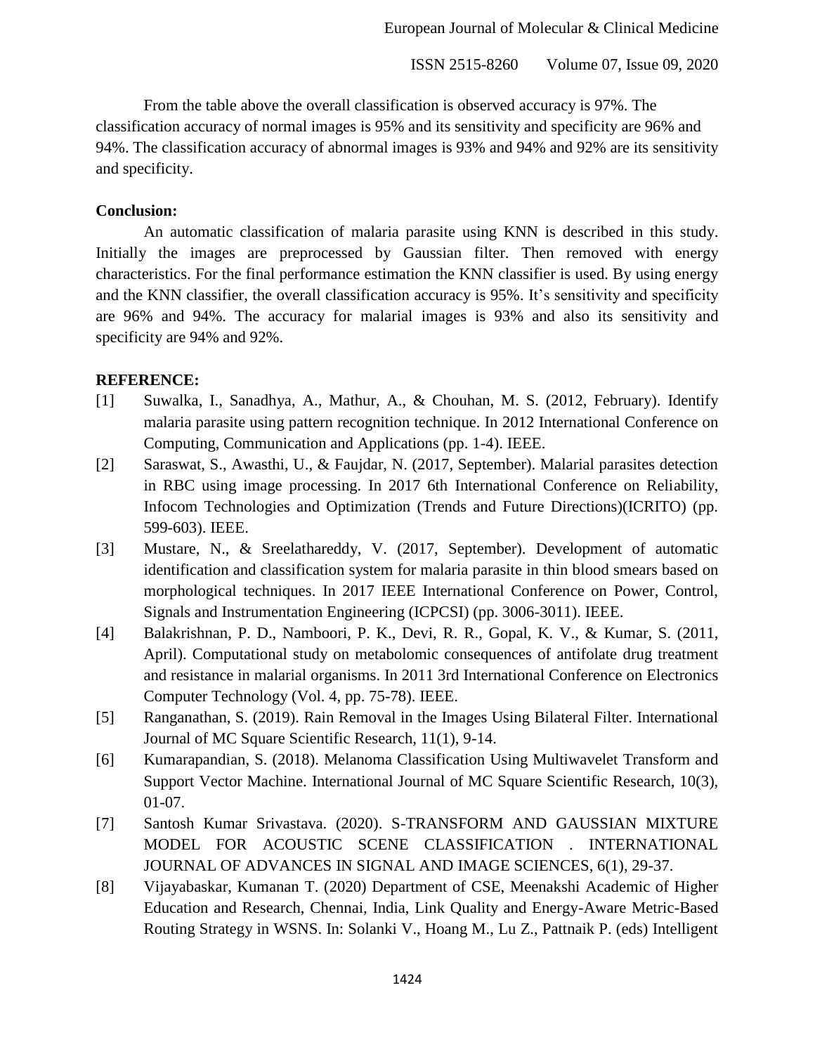From the table above the overall classification is observed accuracy is 97%. The classification accuracy of normal images is 95% and its sensitivity and specificity are 96% and 94%. The classification accuracy of abnormal images is 93% and 94% and 92% are its sensitivity and specificity.

**Conclusion:**

An automatic classification of malaria parasite using KNN is described in this study. Initially the images are preprocessed by Gaussian filter. Then removed with energy characteristics. For the final performance estimation the KNN classifier is used. By using energy and the KNN classifier, the overall classification accuracy is 95%. It's sensitivity and specificity are 96% and 94%. The accuracy for malarial images is 93% and also its sensitivity and specificity are 94% and 92%.

**REFERENCE:**

[1] Suwalka, I., Sanadhya, A., Mathur, A., & Chouhan, M. S. (2012, February). Identify malaria parasite using pattern recognition technique. In 2012 International Conference on Computing, Communication and Applications (pp. 1-4). IEEE.

[2] Saraswat, S., Awasthi, U., & Faujdar, N. (2017, September). Malarial parasites detection in RBC using image processing. In 2017 6th International Conference on Reliability, Infocom Technologies and Optimization (Trends and Future Directions)(ICRITO) (pp. 599-603). IEEE.

[3] Mustare, N., & Sreelathareddy, V. (2017, September). Development of automatic identification and classification system for malaria parasite in thin blood smears based on morphological techniques. In 2017 IEEE International Conference on Power, Control, Signals and Instrumentation Engineering (ICPCSI) (pp. 3006-3011). IEEE.

[4] Balakrishnan, P. D., Namboori, P. K., Devi, R. R., Gopal, K. V., & Kumar, S. (2011, April). Computational study on metabolomic consequences of antifolate drug treatment and resistance in malarial organisms. In 2011 3rd International Conference on Electronics Computer Technology (Vol. 4, pp. 75-78). IEEE.

[5] Ranganathan, S. (2019). Rain Removal in the Images Using Bilateral Filter. International Journal of MC Square Scientific Research, 11(1), 9-14.

[6] Kumarapandian, S. (2018). Melanoma Classification Using Multiwavelet Transform and Support Vector Machine. International Journal of MC Square Scientific Research, 10(3), 01-07.

[7] Santosh Kumar Srivastava. (2020). S-TRANSFORM AND GAUSSIAN MIXTURE MODEL FOR ACOUSTIC SCENE CLASSIFICATION . INTERNATIONAL JOURNAL OF ADVANCES IN SIGNAL AND IMAGE SCIENCES, 6(1), 29-37.

[8] Vijayabaskar, Kumanan T. (2020) Department of CSE, Meenakshi Academic of Higher Education and Research, Chennai, India, Link Quality and Energy-Aware Metric-Based Routing Strategy in WSNS. In: Solanki V., Hoang M., Lu Z., Pattnaik P. (eds) Intelligent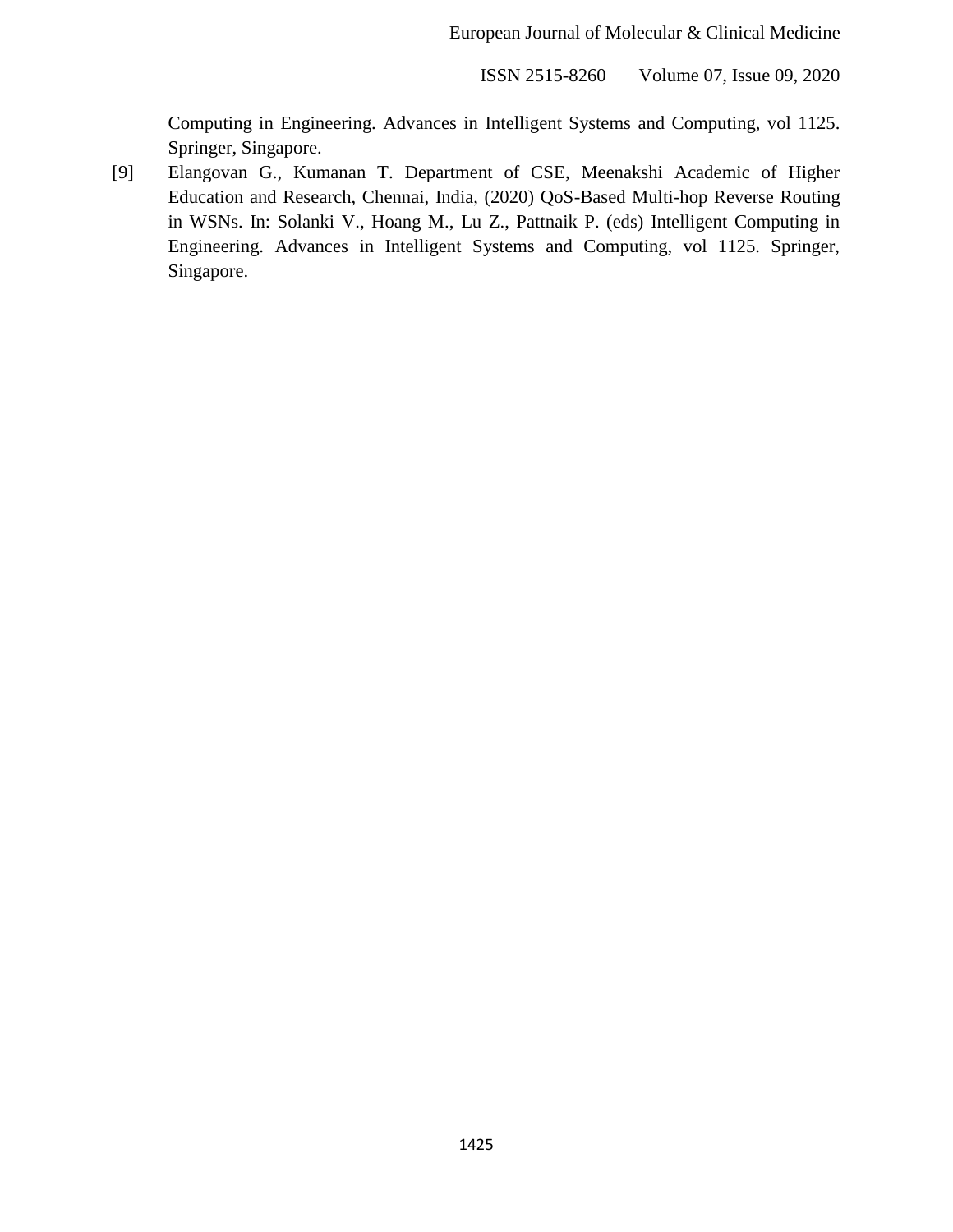Computing in Engineering. Advances in Intelligent Systems and Computing, vol 1125. Springer, Singapore.

[9] Elangovan G., Kumanan T. Department of CSE, Meenakshi Academic of Higher Education and Research, Chennai, India, (2020) QoS-Based Multi-hop Reverse Routing in WSNs. In: Solanki V., Hoang M., Lu Z., Pattnaik P. (eds) Intelligent Computing in Engineering. Advances in Intelligent Systems and Computing, vol 1125. Springer, Singapore.